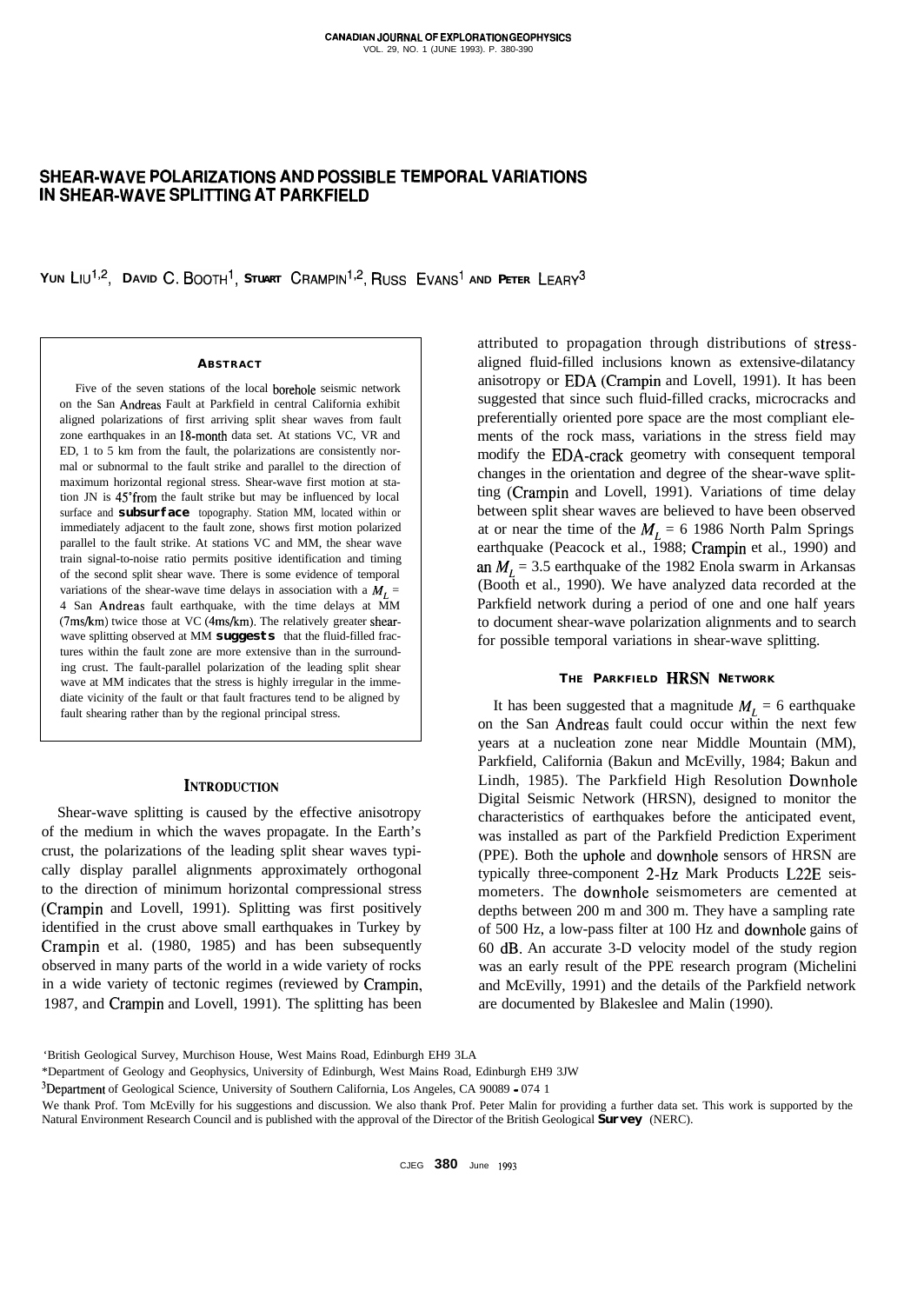# SHEAR-WAVE POLARIZATIONS AND POSSIBLE TEMPORAL VARIATIONS IN SHEAR-WAVE SPLITTING AT PARKFIELD

YUN LIU[1,2], DAVID C. BOOTH[1], STUART CRAMPIN[1,2], RUSS EVANS[1] AND PETER LEARY[3]

### ABSTRACT

Five of the seven stations of the local borehole seismic network on the San Andreas Fault at Parkfield in central California exhibit aligned polarizations of first arriving split shear waves from fault zone earthquakes in an 18-month data set. At stations VC, VR and ED, 1 to 5 km from the fault, the polarizations are consistently normal or subnormal to the fault strike and parallel to the direction of maximum horizontal regional stress. Shear-wave first motion at station JN is 45° from the fault strike but may be influenced by local surface and subsurface topography. Station MM, located within or immediately adjacent to the fault zone, shows first motion polarized parallel to the fault strike. At stations VC and MM, the shear wave train signal-to-noise ratio permits positive identification and timing of the second split shear wave. There is some evidence of temporal variations of the shear-wave time delays in association with a $M_L$ = 4 San Andreas fault earthquake, with the time delays at MM (7ms/km) twice those at VC (4ms/km). The relatively greater shear-wave splitting observed at MM suggests that the fluid-filled fractures within the fault zone are more extensive than in the surrounding crust. The fault-parallel polarization of the leading split shear wave at MM indicates that the stress is highly irregular in the immediate vicinity of the fault or that fault fractures tend to be aligned by fault shearing rather than by the regional principal stress.

## INTRODUCTION

Shear-wave splitting is caused by the effective anisotropy of the medium in which the waves propagate. In the Earth's crust, the polarizations of the leading split shear waves typically display parallel alignments approximately orthogonal to the direction of minimum horizontal compressional stress (Crampin and Lovell, 1991). Splitting was first positively identified in the crust above small earthquakes in Turkey by Crampin et al. (1980, 1985) and has been subsequently observed in many parts of the world in a wide variety of rocks in a wide variety of tectonic regimes (reviewed by Crampin, 1987, and Crampin and Lovell, 1991). The splitting has been attributed to propagation through distributions of stress-aligned fluid-filled inclusions known as extensive-dilatancy anisotropy or EDA (Crampin and Lovell, 1991). It has been suggested that since such fluid-filled cracks, microcracks and preferentially oriented pore space are the most compliant elements of the rock mass, variations in the stress field may modify the EDA-crack geometry with consequent temporal changes in the orientation and degree of the shear-wave splitting (Crampin and Lovell, 1991). Variations of time delay between split shear waves are believed to have been observed at or near the time of the $M_L$ = 6 1986 North Palm Springs earthquake (Peacock et al., 1988; Crampin et al., 1990) and an $M_L$ = 3.5 earthquake of the 1982 Enola swarm in Arkansas (Booth et al., 1990). We have analyzed data recorded at the Parkfield network during a period of one and one half years to document shear-wave polarization alignments and to search for possible temporal variations in shear-wave splitting.

## THE PARKFIELD HRSN NETWORK

It has been suggested that a magnitude $M_L$ = 6 earthquake on the San Andreas fault could occur within the next few years at a nucleation zone near Middle Mountain (MM), Parkfield, California (Bakun and McEvilly, 1984; Bakun and Lindh, 1985). The Parkfield High Resolution Downhole Digital Seismic Network (HRSN), designed to monitor the characteristics of earthquakes before the anticipated event, was installed as part of the Parkfield Prediction Experiment (PPE). Both the uphole and downhole sensors of HRSN are typically three-component 2-Hz Mark Products L22E seismometers. The downhole seismometers are cemented at depths between 200 m and 300 m. They have a sampling rate of 500 Hz, a low-pass filter at 100 Hz and downhole gains of 60 dB. An accurate 3-D velocity model of the study region was an early result of the PPE research program (Michelini and McEvilly, 1991) and the details of the Parkfield network are documented by Blakeslee and Malin (1990).

[1]British Geological Survey, Murchison House, West Mains Road, Edinburgh EH9 3LA

[2]Department of Geology and Geophysics, University of Edinburgh, West Mains Road, Edinburgh EH9 3JW

[3]Department of Geological Science, University of Southern California, Los Angeles, CA 90089 - 074 1

We thank Prof. Tom McEvilly for his suggestions and discussion. We also thank Prof. Peter Malin for providing a further data set. This work is supported by the Natural Environment Research Council and is published with the approval of the Director of the British Geological Survey (NERC).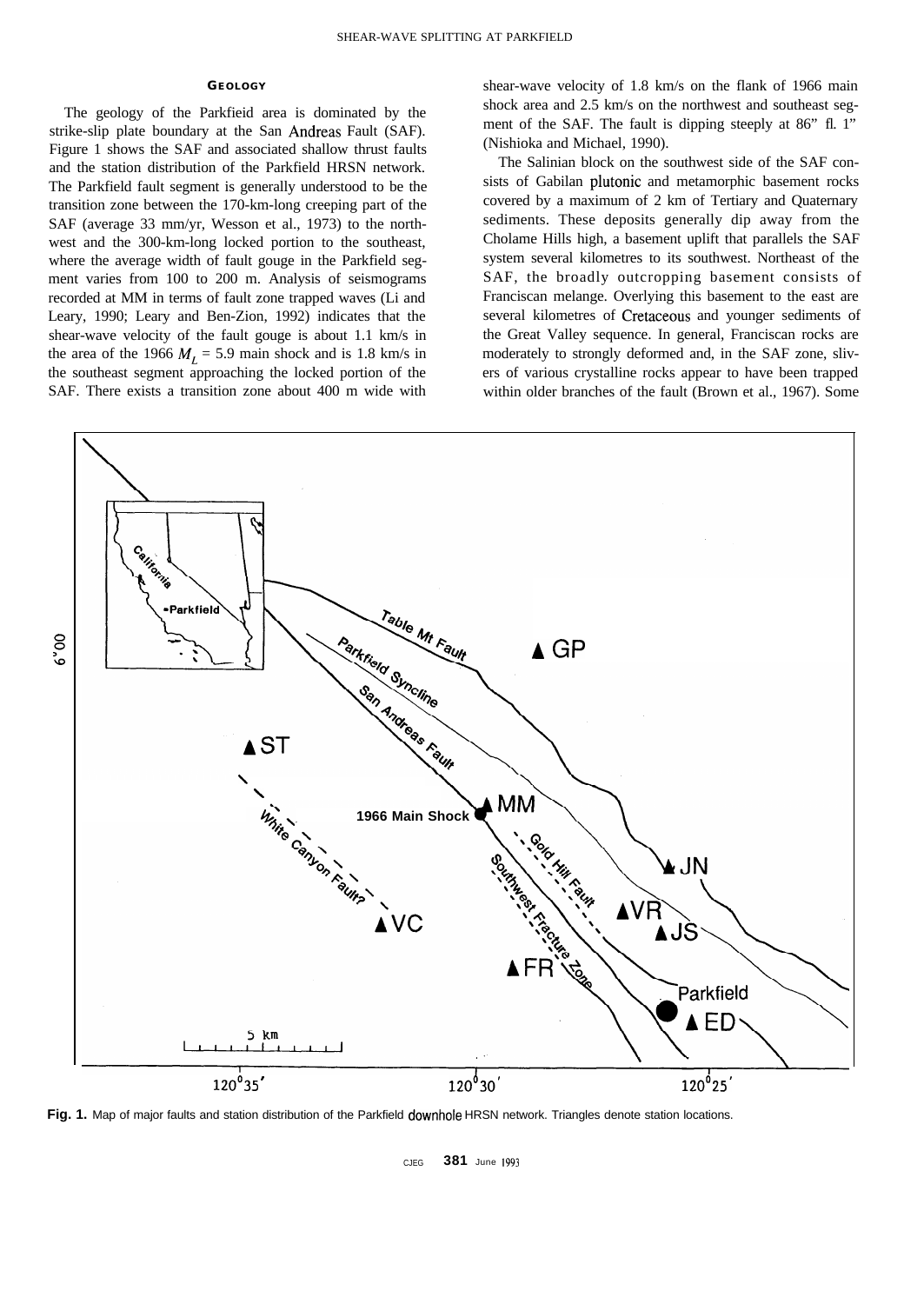## GEOLOGY

The geology of the Parkfieid area is dominated by the strike-slip plate boundary at the San Andreas Fault (SAF). Figure 1 shows the SAF and associated shallow thrust faults and the station distribution of the Parkfield HRSN network. The Parkfield fault segment is generally understood to be the transition zone between the 170-km-long creeping part of the SAF (average 33 mm/yr, Wesson et al., 1973) to the northwest and the 300-km-long locked portion to the southeast, where the average width of fault gouge in the Parkfield segment varies from 100 to 200 m. Analysis of seismograms recorded at MM in terms of fault zone trapped waves (Li and Leary, 1990; Leary and Ben-Zion, 1992) indicates that the shear-wave velocity of the fault gouge is about 1.1 km/s in the area of the 1966 $M_L$ = 5.9 main shock and is 1.8 km/s in the southeast segment approaching the locked portion of the SAF. There exists a transition zone about 400 m wide with shear-wave velocity of 1.8 km/s on the flank of 1966 main shock area and 2.5 km/s on the northwest and southeast segment of the SAF. The fault is dipping steeply at 86" fl. 1" (Nishioka and Michael, 1990).

The Salinian block on the southwest side of the SAF consists of Gabilan plutonic and metamorphic basement rocks covered by a maximum of 2 km of Tertiary and Quaternary sediments. These deposits generally dip away from the Cholame Hills high, a basement uplift that parallels the SAF system several kilometres to its southwest. Northeast of the SAF, the broadly outcropping basement consists of Franciscan melange. Overlying this basement to the east are several kilometres of Cretaceous and younger sediments of the Great Valley sequence. In general, Franciscan rocks are moderately to strongly deformed and, in the SAF zone, slivers of various crystalline rocks appear to have been trapped within older branches of the fault (Brown et al., 1967). Some

**Fig. 1.** Map of major faults and station distribution of the Parkfield downhole HRSN network. Triangles denote station locations.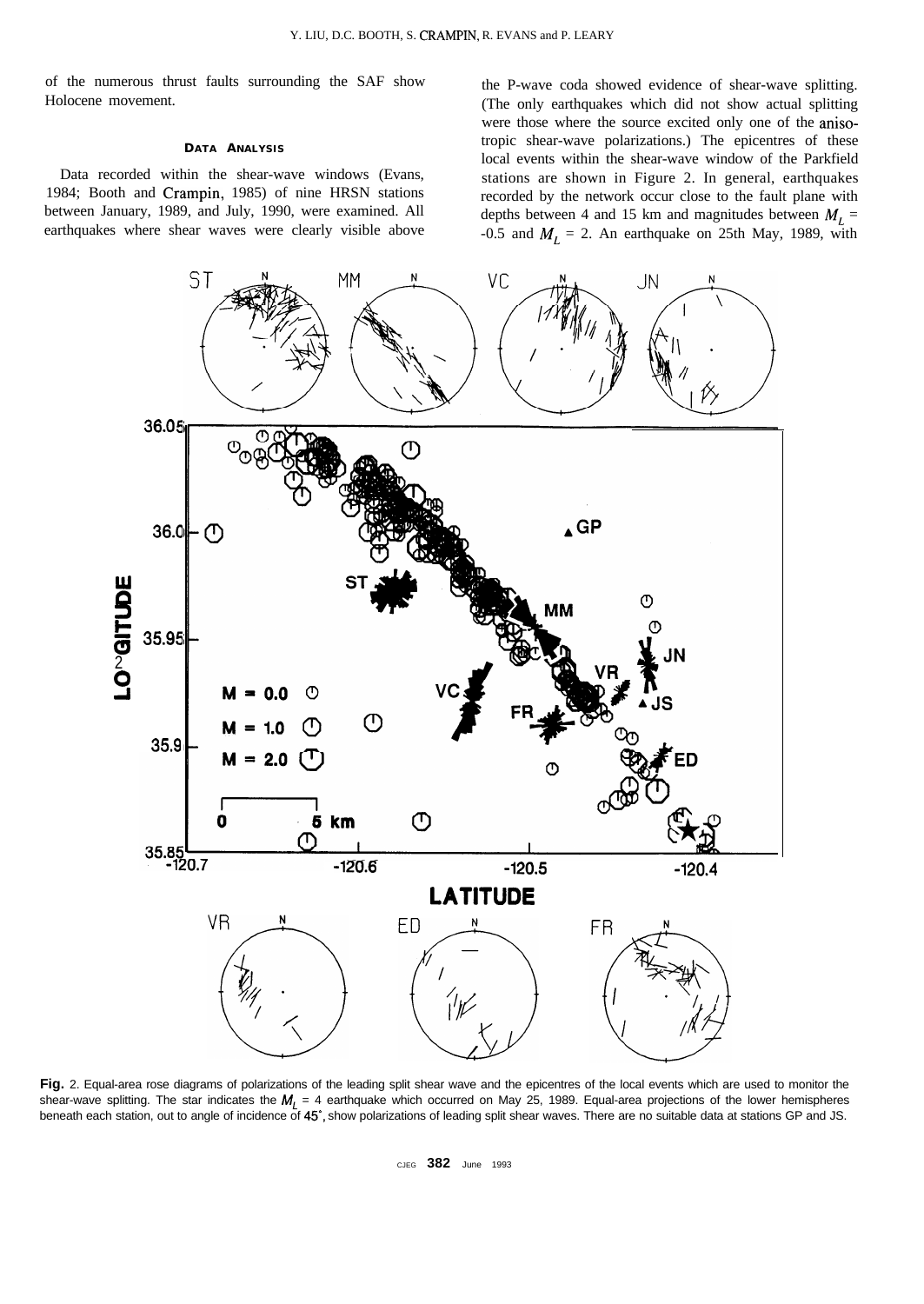of the numerous thrust faults surrounding the SAF show Holocene movement.

### DATA ANALYSIS

Data recorded within the shear-wave windows (Evans, 1984; Booth and Crampin, 1985) of nine HRSN stations between January, 1989, and July, 1990, were examined. All earthquakes where shear waves were clearly visible above the P-wave coda showed evidence of shear-wave splitting. (The only earthquakes which did not show actual splitting were those where the source excited only one of the anisotropic shear-wave polarizations.) The epicentres of these local events within the shear-wave window of the Parkfield stations are shown in Figure 2. In general, earthquakes recorded by the network occur close to the fault plane with depths between 4 and 15 km and magnitudes between $M_L$ = -0.5 and $M_L$ = 2. An earthquake on 25th May, 1989, with

**Fig.** 2. Equal-area rose diagrams of polarizations of the leading split shear wave and the epicentres of the local events which are used to monitor the shear-wave splitting. The star indicates the $M_L$ = 4 earthquake which occurred on May 25, 1989. Equal-area projections of the lower hemispheres beneath each station, out to angle of incidence of 45°, show polarizations of leading split shear waves. There are no suitable data at stations GP and JS.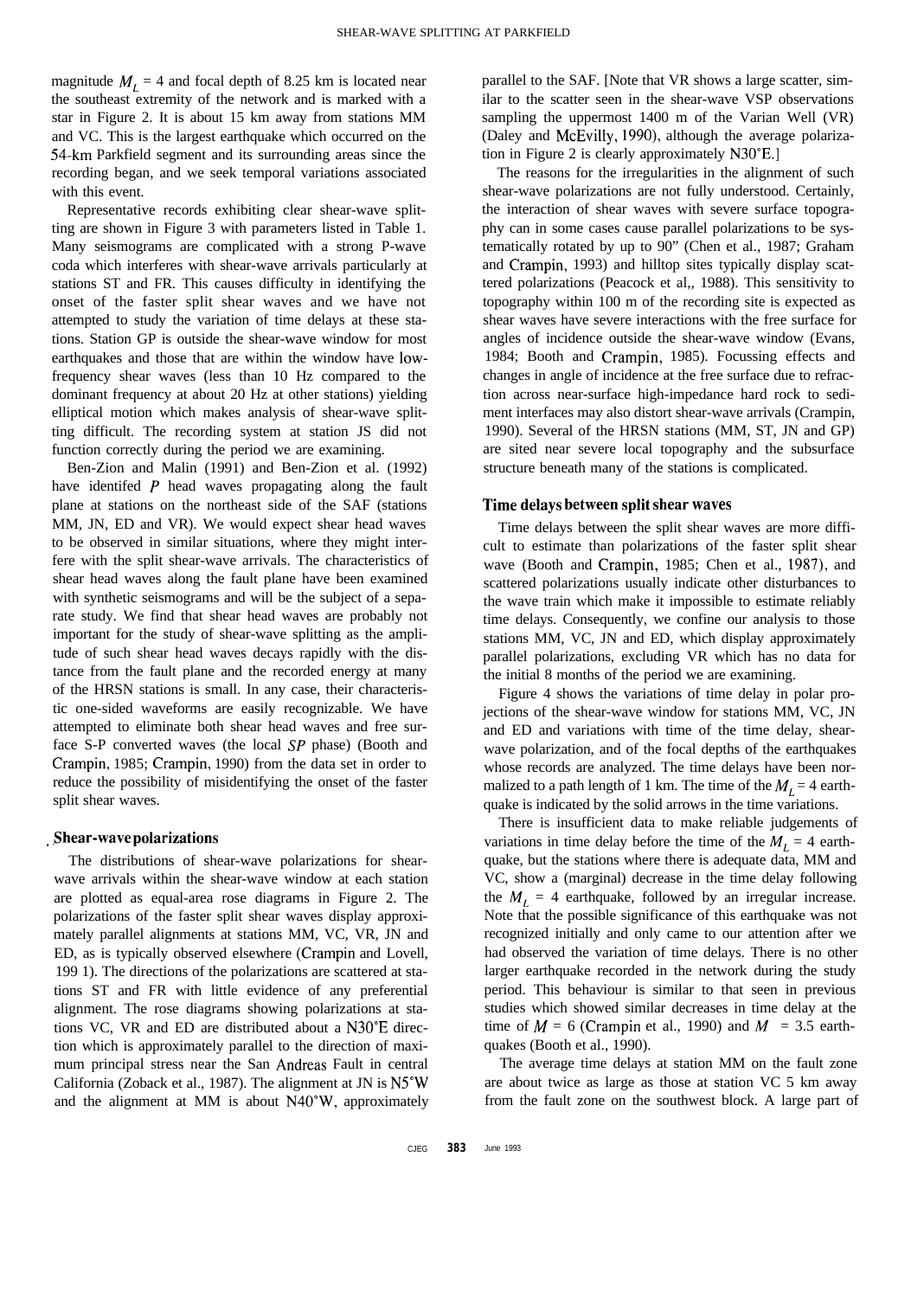magnitude $M_L = 4$ and focal depth of 8.25 km is located near the southeast extremity of the network and is marked with a star in Figure 2. It is about 15 km away from stations MM and VC. This is the largest earthquake which occurred on the 54-km Parkfield segment and its surrounding areas since the recording began, and we seek temporal variations associated with this event.

Representative records exhibiting clear shear-wave splitting are shown in Figure 3 with parameters listed in Table 1. Many seismograms are complicated with a strong P-wave coda which interferes with shear-wave arrivals particularly at stations ST and FR. This causes difficulty in identifying the onset of the faster split shear waves and we have not attempted to study the variation of time delays at these stations. Station GP is outside the shear-wave window for most earthquakes and those that are within the window have low-frequency shear waves (less than 10 Hz compared to the dominant frequency at about 20 Hz at other stations) yielding elliptical motion which makes analysis of shear-wave splitting difficult. The recording system at station JS did not function correctly during the period we are examining.

Ben-Zion and Malin (1991) and Ben-Zion et al. (1992) have identifed $P$ head waves propagating along the fault plane at stations on the northeast side of the SAF (stations MM, JN, ED and VR). We would expect shear head waves to be observed in similar situations, where they might interfere with the split shear-wave arrivals. The characteristics of shear head waves along the fault plane have been examined with synthetic seismograms and will be the subject of a separate study. We find that shear head waves are probably not important for the study of shear-wave splitting as the amplitude of such shear head waves decays rapidly with the distance from the fault plane and the recorded energy at many of the HRSN stations is small. In any case, their characteristic one-sided waveforms are easily recognizable. We have attempted to eliminate both shear head waves and free surface S-P converted waves (the local $SP$ phase) (Booth and Crampin, 1985; Crampin, 1990) from the data set in order to reduce the possibility of misidentifying the onset of the faster split shear waves.

## Shear-wave polarizations

The distributions of shear-wave polarizations for shear-wave arrivals within the shear-wave window at each station are plotted as equal-area rose diagrams in Figure 2. The polarizations of the faster split shear waves display approximately parallel alignments at stations MM, VC, VR, JN and ED, as is typically observed elsewhere (Crampin and Lovell, 1991). The directions of the polarizations are scattered at stations ST and FR with little evidence of any preferential alignment. The rose diagrams showing polarizations at stations VC, VR and ED are distributed about a N30°E direction which is approximately parallel to the direction of maximum principal stress near the San Andreas Fault in central California (Zoback et al., 1987). The alignment at JN is N5°W and the alignment at MM is about N40°W, approximately parallel to the SAF. [Note that VR shows a large scatter, similar to the scatter seen in the shear-wave VSP observations sampling the uppermost 1400 m of the Varian Well (VR) (Daley and McEvilly, 1990), although the average polarization in Figure 2 is clearly approximately N30°E.]

The reasons for the irregularities in the alignment of such shear-wave polarizations are not fully understood. Certainly, the interaction of shear waves with severe surface topography can in some cases cause parallel polarizations to be systematically rotated by up to 90° (Chen et al., 1987; Graham and Crampin, 1993) and hilltop sites typically display scattered polarizations (Peacock et al., 1988). This sensitivity to topography within 100 m of the recording site is expected as shear waves have severe interactions with the free surface for angles of incidence outside the shear-wave window (Evans, 1984; Booth and Crampin, 1985). Focussing effects and changes in angle of incidence at the free surface due to refraction across near-surface high-impedance hard rock to sediment interfaces may also distort shear-wave arrivals (Crampin, 1990). Several of the HRSN stations (MM, ST, JN and GP) are sited near severe local topography and the subsurface structure beneath many of the stations is complicated.

## Time delays between split shear waves

Time delays between the split shear waves are more difficult to estimate than polarizations of the faster split shear wave (Booth and Crampin, 1985; Chen et al., 1987), and scattered polarizations usually indicate other disturbances to the wave train which make it impossible to estimate reliably time delays. Consequently, we confine our analysis to those stations MM, VC, JN and ED, which display approximately parallel polarizations, excluding VR which has no data for the initial 8 months of the period we are examining.

Figure 4 shows the variations of time delay in polar projections of the shear-wave window for stations MM, VC, JN and ED and variations with time of the time delay, shear-wave polarization, and of the focal depths of the earthquakes whose records are analyzed. The time delays have been normalized to a path length of 1 km. The time of the $M_L = 4$ earthquake is indicated by the solid arrows in the time variations.

There is insufficient data to make reliable judgements of variations in time delay before the time of the $M_L = 4$ earthquake, but the stations where there is adequate data, MM and VC, show a (marginal) decrease in the time delay following the $M_L = 4$ earthquake, followed by an irregular increase. Note that the possible significance of this earthquake was not recognized initially and only came to our attention after we had observed the variation of time delays. There is no other larger earthquake recorded in the network during the study period. This behaviour is similar to that seen in previous studies which showed similar decreases in time delay at the time of $M = 6$ (Crampin et al., 1990) and $M = 3.5$ earthquakes (Booth et al., 1990).

The average time delays at station MM on the fault zone are about twice as large as those at station VC 5 km away from the fault zone on the southwest block. A large part of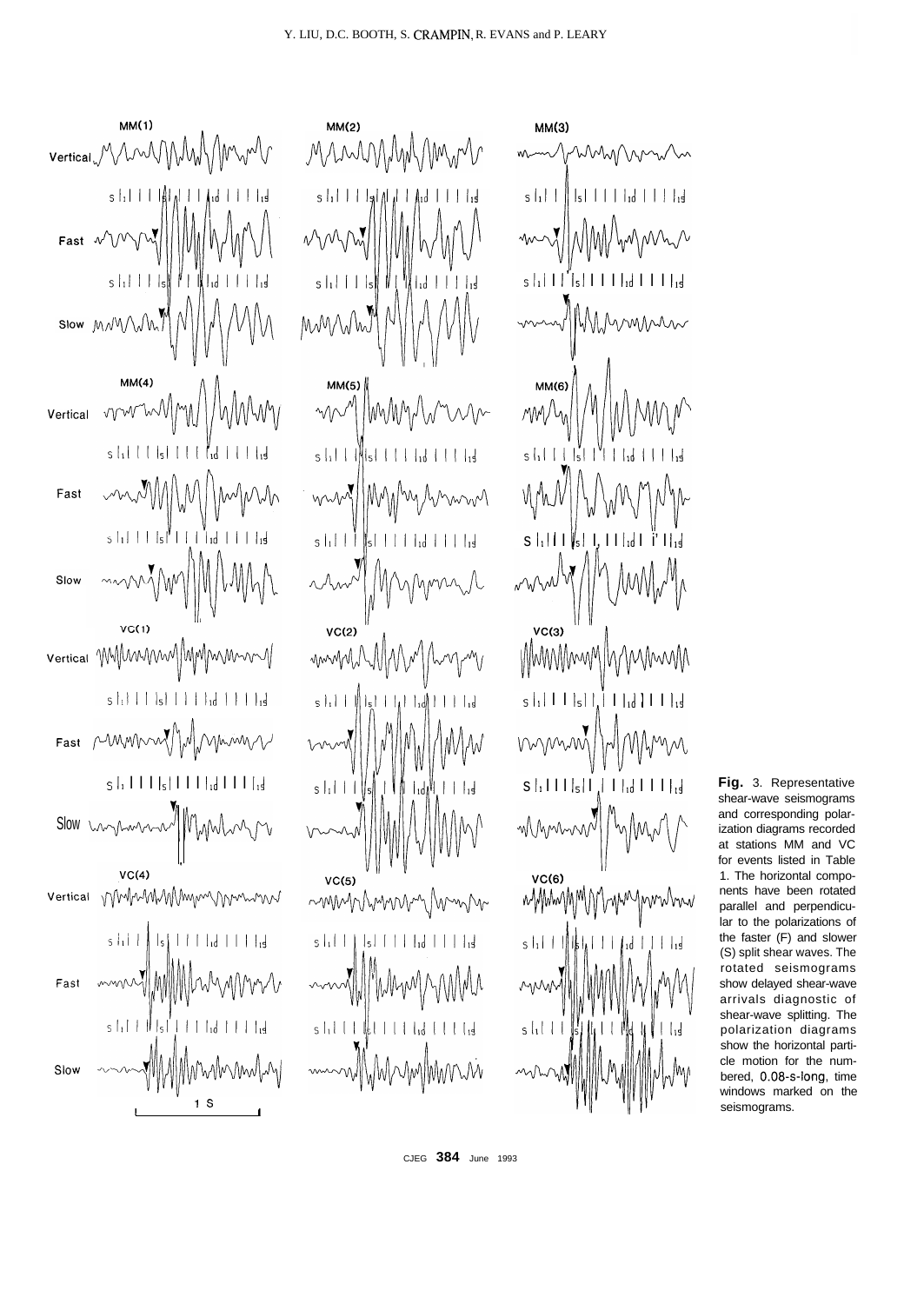**Fig.** 3. Representative shear-wave seismograms and corresponding polarization diagrams recorded at stations MM and VC for events listed in Table 1. The horizontal components have been rotated parallel and perpendicular to the polarizations of the faster (F) and slower (S) split shear waves. The rotated seismograms show delayed shear-wave arrivals diagnostic of shear-wave splitting. The polarization diagrams show the horizontal particle motion for the numbered, 0.08-s-long, time windows marked on the seismograms.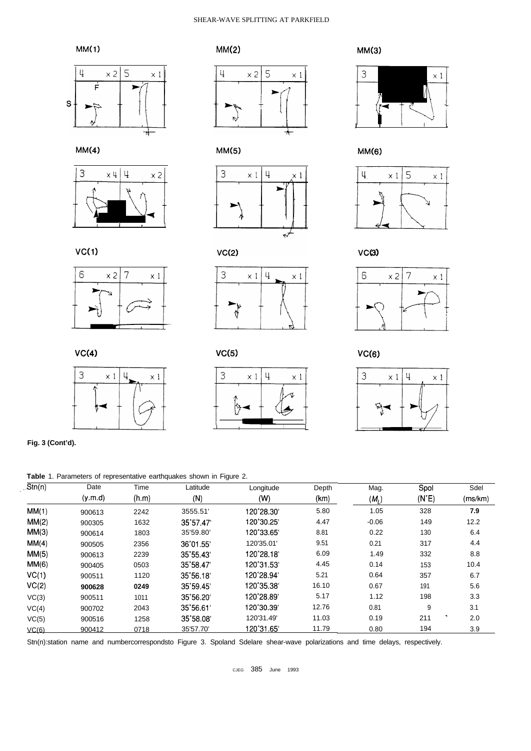**Fig. 3 (Cont'd).**

**Table** 1. Parameters of representative earthquakes shown in Figure 2.

| Stn(n) | Date (y.m.d) | Time (h.m) | Latitude (N) | Longitude (W) | Depth (km) | Mag. ($M_L$) | Spol (N°E) | Sdel (ms/km) |
|---|---|---|---|---|---|---|---|---|
| MM(1) | 900613 | 2242 | 3555.51' | 120°28.30' | 5.80 | 1.05 | 328 | 7.9 |
| MM(2) | 900305 | 1632 | 35°57.47' | 120°30.25' | 4.47 | -0.06 | 149 | 12.2 |
| MM(3) | 900614 | 1803 | 35'59.80' | 120°33.65' | 8.81 | 0.22 | 130 | 6.4 |
| MM(4) | 900505 | 2356 | 36°01.55' | 120'35.01' | 9.51 | 0.21 | 317 | 4.4 |
| MM(5) | 900613 | 2239 | 35°55.43' | 120°28.18' | 6.09 | 1.49 | 332 | 8.8 |
| MM(6) | 900405 | 0503 | 35°58.47' | 120°31.53' | 4.45 | 0.14 | 153 | 10.4 |
| VC(1) | 900511 | 1120 | 35°56.18' | 120°28.94' | 5.21 | 0.64 | 357 | 6.7 |
| VC(2) | 900628 | 0249 | 35°59.45' | 120°35.38' | 16.10 | 0.67 | 191 | 5.6 |
| VC(3) | 900511 | 1011 | 35°56.20' | 120°28.89' | 5.17 | 1.12 | 198 | 3.3 |
| VC(4) | 900702 | 2043 | 35°56.61' | 120°30.39' | 12.76 | 0.81 | 9 | 3.1 |
| VC(5) | 900516 | 1258 | 35°58.08' | 120'31.49' | 11.03 | 0.19 | 211 | 2.0 |
| VC(6) | 900412 | 0718 | 35'57.70' | 120°31.65' | 11.79 | 0.80 | 194 | 3.9 |

Stn(n):station name and numbercorrespondsto Figure 3. Spoland Sdelare shear-wave polarizations and time delays, respectively.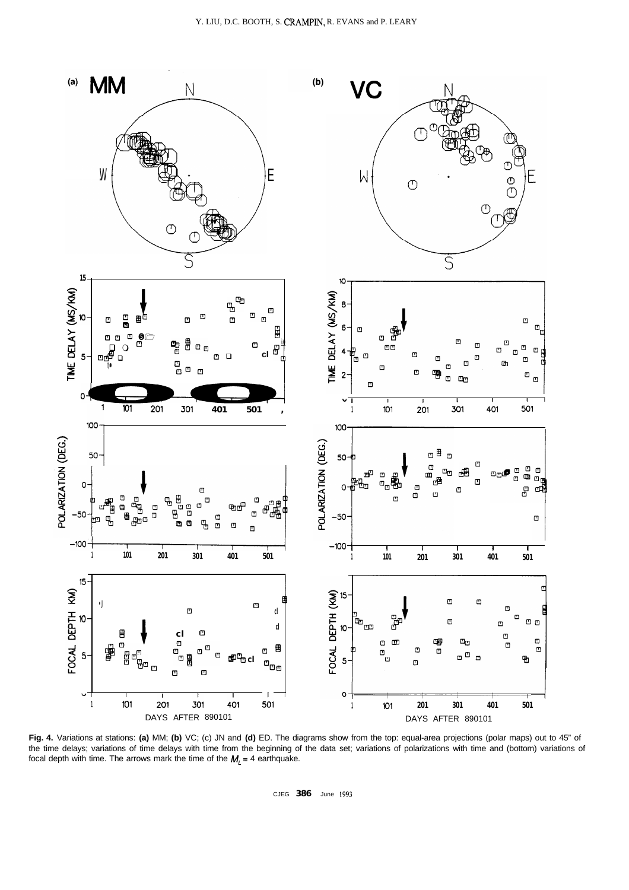**Fig. 4.** Variations at stations: **(a)** MM; **(b)** VC; (c) JN and **(d)** ED. The diagrams show from the top: equal-area projections (polar maps) out to 45" of the time delays; variations of time delays with time from the beginning of the data set; variations of polarizations with time and (bottom) variations of focal depth with time. The arrows mark the time of the $M_L = 4$ earthquake.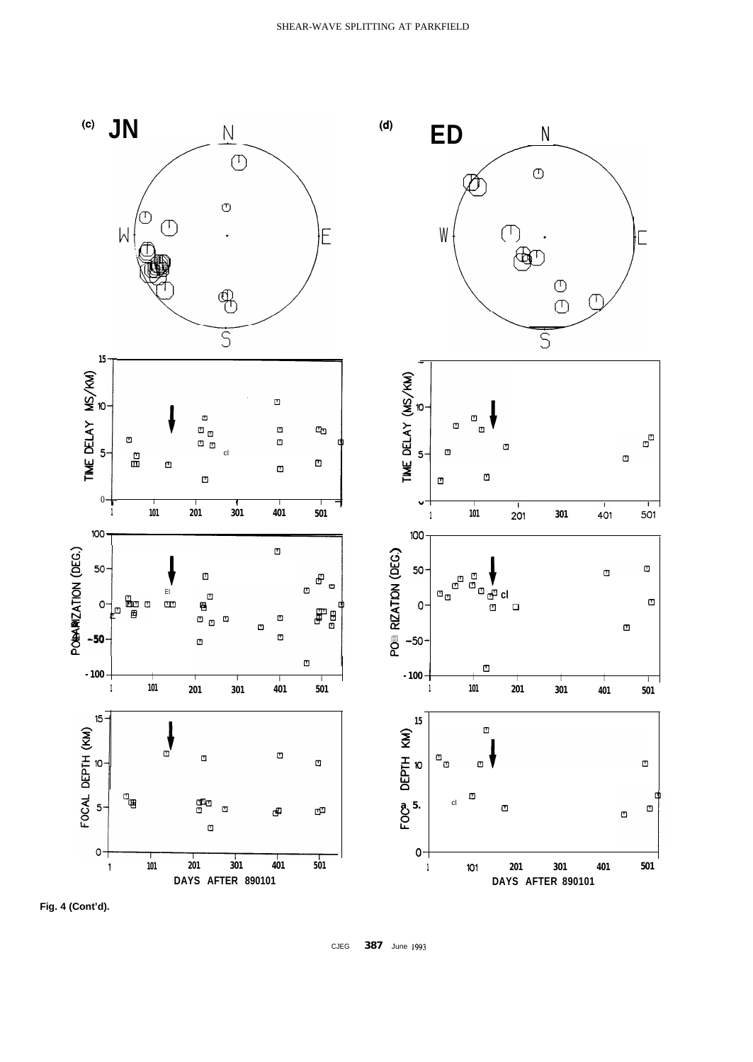Fig. 4 (Cont'd).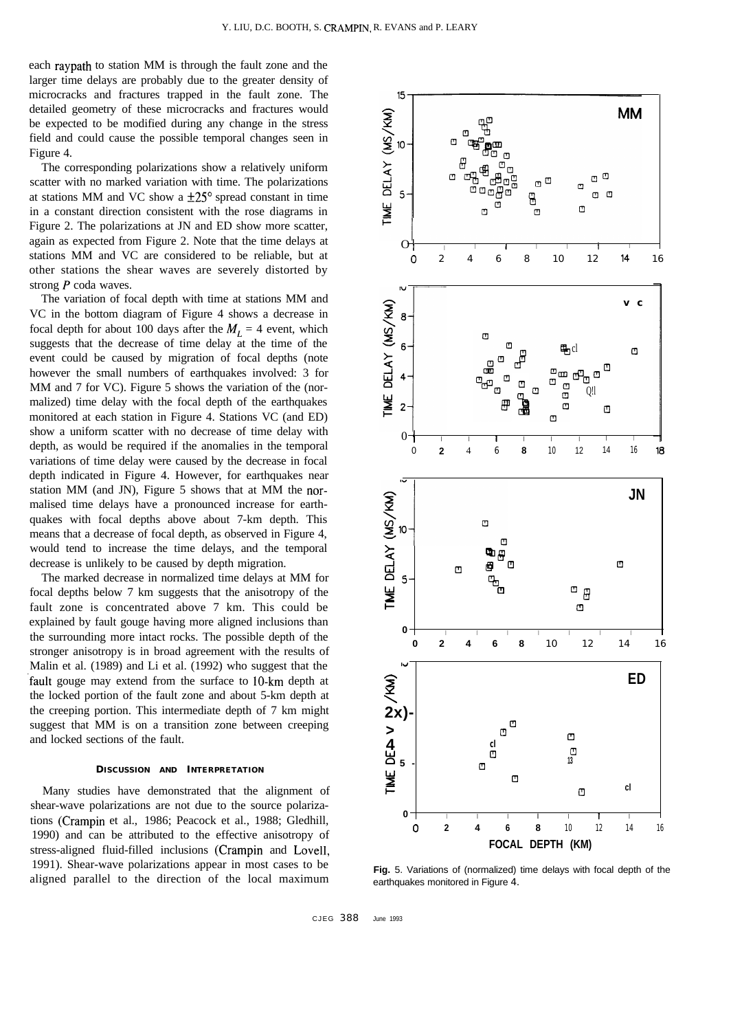each raypath to station MM is through the fault zone and the larger time delays are probably due to the greater density of microcracks and fractures trapped in the fault zone. The detailed geometry of these microcracks and fractures would be expected to be modified during any change in the stress field and could cause the possible temporal changes seen in Figure 4.

The corresponding polarizations show a relatively uniform scatter with no marked variation with time. The polarizations at stations MM and VC show a $\pm 25°$ spread constant in time in a constant direction consistent with the rose diagrams in Figure 2. The polarizations at JN and ED show more scatter, again as expected from Figure 2. Note that the time delays at stations MM and VC are considered to be reliable, but at other stations the shear waves are severely distorted by strong *P* coda waves.

The variation of focal depth with time at stations MM and VC in the bottom diagram of Figure 4 shows a decrease in focal depth for about 100 days after the $M_L = 4$ event, which suggests that the decrease of time delay at the time of the event could be caused by migration of focal depths (note however the small numbers of earthquakes involved: 3 for MM and 7 for VC). Figure 5 shows the variation of the (normalized) time delay with the focal depth of the earthquakes monitored at each station in Figure 4. Stations VC (and ED) show a uniform scatter with no decrease of time delay with depth, as would be required if the anomalies in the temporal variations of time delay were caused by the decrease in focal depth indicated in Figure 4. However, for earthquakes near station MM (and JN), Figure 5 shows that at MM the normalised time delays have a pronounced increase for earthquakes with focal depths above about 7-km depth. This means that a decrease of focal depth, as observed in Figure 4, would tend to increase the time delays, and the temporal decrease is unlikely to be caused by depth migration.

The marked decrease in normalized time delays at MM for focal depths below 7 km suggests that the anisotropy of the fault zone is concentrated above 7 km. This could be explained by fault gouge having more aligned inclusions than the surrounding more intact rocks. The possible depth of the stronger anisotropy is in broad agreement with the results of Malin et al. (1989) and Li et al. (1992) who suggest that the fault gouge may extend from the surface to 10-km depth at the locked portion of the fault zone and about 5-km depth at the creeping portion. This intermediate depth of 7 km might suggest that MM is on a transition zone between creeping and locked sections of the fault.

## DISCUSSION AND INTERPRETATION

Many studies have demonstrated that the alignment of shear-wave polarizations are not due to the source polarizations (Crampin et al., 1986; Peacock et al., 1988; Gledhill, 1990) and can be attributed to the effective anisotropy of stress-aligned fluid-filled inclusions (Crampin and Lovell, 1991). Shear-wave polarizations appear in most cases to be aligned parallel to the direction of the local maximum

Fig. 5. Variations of (normalized) time delays with focal depth of the earthquakes monitored in Figure 4.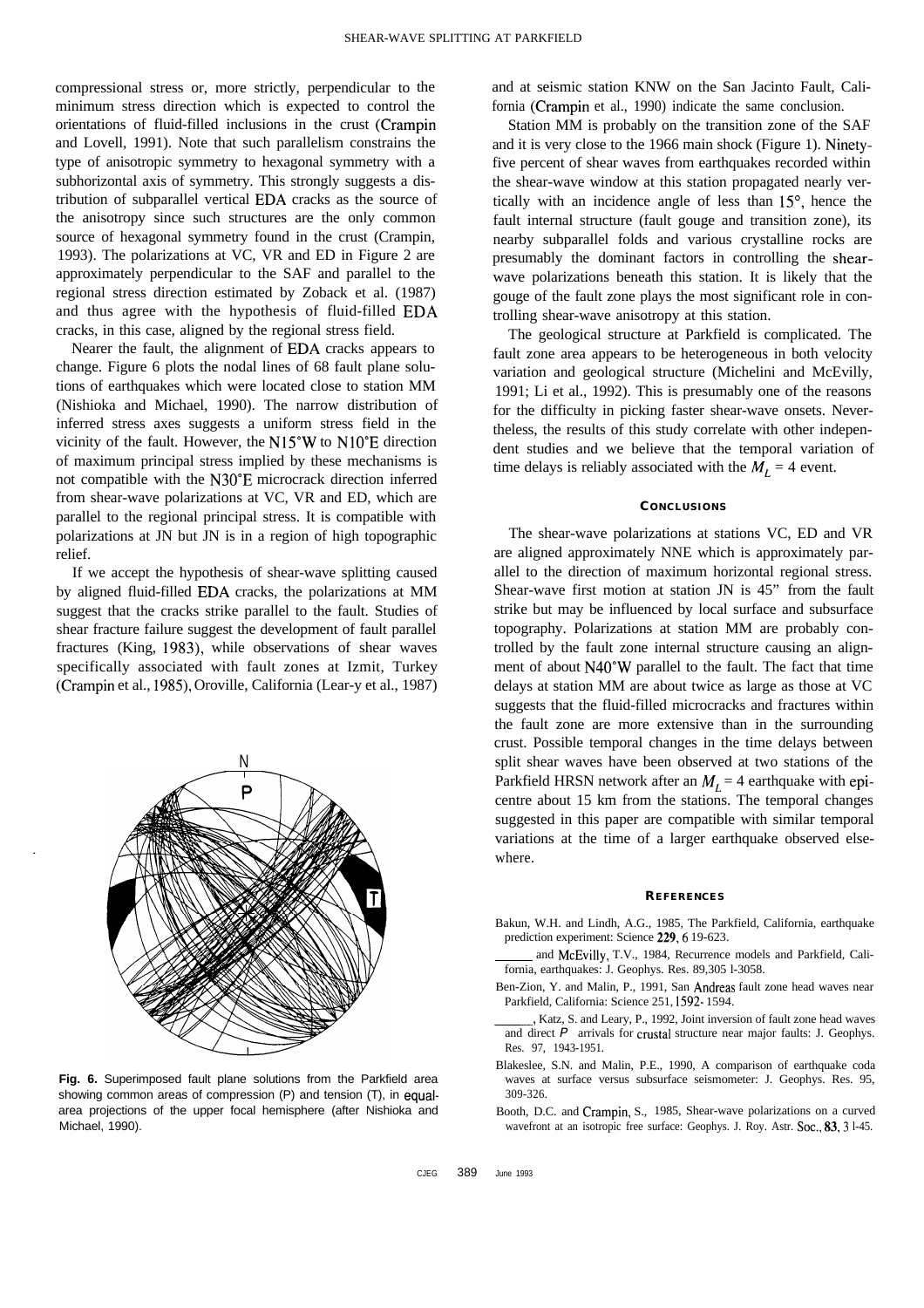compressional stress or, more strictly, perpendicular to the minimum stress direction which is expected to control the orientations of fluid-filled inclusions in the crust (Crampin and Lovell, 1991). Note that such parallelism constrains the type of anisotropic symmetry to hexagonal symmetry with a subhorizontal axis of symmetry. This strongly suggests a distribution of subparallel vertical EDA cracks as the source of the anisotropy since such structures are the only common source of hexagonal symmetry found in the crust (Crampin, 1993). The polarizations at VC, VR and ED in Figure 2 are approximately perpendicular to the SAF and parallel to the regional stress direction estimated by Zoback et al. (1987) and thus agree with the hypothesis of fluid-filled EDA cracks, in this case, aligned by the regional stress field.

Nearer the fault, the alignment of EDA cracks appears to change. Figure 6 plots the nodal lines of 68 fault plane solutions of earthquakes which were located close to station MM (Nishioka and Michael, 1990). The narrow distribution of inferred stress axes suggests a uniform stress field in the vicinity of the fault. However, the N15°W to N10°E direction of maximum principal stress implied by these mechanisms is not compatible with the N30°E microcrack direction inferred from shear-wave polarizations at VC, VR and ED, which are parallel to the regional principal stress. It is compatible with polarizations at JN but JN is in a region of high topographic relief.

If we accept the hypothesis of shear-wave splitting caused by aligned fluid-filled EDA cracks, the polarizations at MM suggest that the cracks strike parallel to the fault. Studies of shear fracture failure suggest the development of fault parallel fractures (King, 1983), while observations of shear waves specifically associated with fault zones at Izmit, Turkey (Crampin et al., 1985), Oroville, California (Lear-y et al., 1987) and at seismic station KNW on the San Jacinto Fault, California (Crampin et al., 1990) indicate the same conclusion.

**Fig. 6.** Superimposed fault plane solutions from the Parkfield area showing common areas of compression (P) and tension (T), in equal-area projections of the upper focal hemisphere (after Nishioka and Michael, 1990).

Station MM is probably on the transition zone of the SAF and it is very close to the 1966 main shock (Figure 1). Ninety-five percent of shear waves from earthquakes recorded within the shear-wave window at this station propagated nearly vertically with an incidence angle of less than 15°, hence the fault internal structure (fault gouge and transition zone), its nearby subparallel folds and various crystalline rocks are presumably the dominant factors in controlling the shear-wave polarizations beneath this station. It is likely that the gouge of the fault zone plays the most significant role in controlling shear-wave anisotropy at this station.

The geological structure at Parkfield is complicated. The fault zone area appears to be heterogeneous in both velocity variation and geological structure (Michelini and McEvilly, 1991; Li et al., 1992). This is presumably one of the reasons for the difficulty in picking faster shear-wave onsets. Nevertheless, the results of this study correlate with other independent studies and we believe that the temporal variation of time delays is reliably associated with the $M_L = 4$ event.

## CONCLUSIONS

The shear-wave polarizations at stations VC, ED and VR are aligned approximately NNE which is approximately parallel to the direction of maximum horizontal regional stress. Shear-wave first motion at station JN is 45" from the fault strike but may be influenced by local surface and subsurface topography. Polarizations at station MM are probably controlled by the fault zone internal structure causing an alignment of about N40°W parallel to the fault. The fact that time delays at station MM are about twice as large as those at VC suggests that the fluid-filled microcracks and fractures within the fault zone are more extensive than in the surrounding crust. Possible temporal changes in the time delays between split shear waves have been observed at two stations of the Parkfield HRSN network after an $M_L = 4$ earthquake with epicentre about 15 km from the stations. The temporal changes suggested in this paper are compatible with similar temporal variations at the time of a larger earthquake observed elsewhere.

## REFERENCES

Bakun, W.H. and Lindh, A.G., 1985, The Parkfield, California, earthquake prediction experiment: Science **229**, 6 19-623.

\_\_\_\_\_ and McEvilly, T.V., 1984, Recurrence models and Parkfield, California, earthquakes: J. Geophys. Res. 89,305 l-3058.

Ben-Zion, Y. and Malin, P., 1991, San Andreas fault zone head waves near Parkfield, California: Science 251,1592- 1594.

\_\_\_\_\_, Katz, S. and Leary, P., 1992, Joint inversion of fault zone head waves and direct *P* arrivals for crustal structure near major faults: J. Geophys. Res. 97, 1943-1951.

Blakeslee, S.N. and Malin, P.E., 1990, A comparison of earthquake coda waves at surface versus subsurface seismometer: J. Geophys. Res. 95, 309-326.

Booth, D.C. and Crampin, S., 1985, Shear-wave polarizations on a curved wavefront at an isotropic free surface: Geophys. J. Roy. Astr. Soc., **83**, 3 l-45.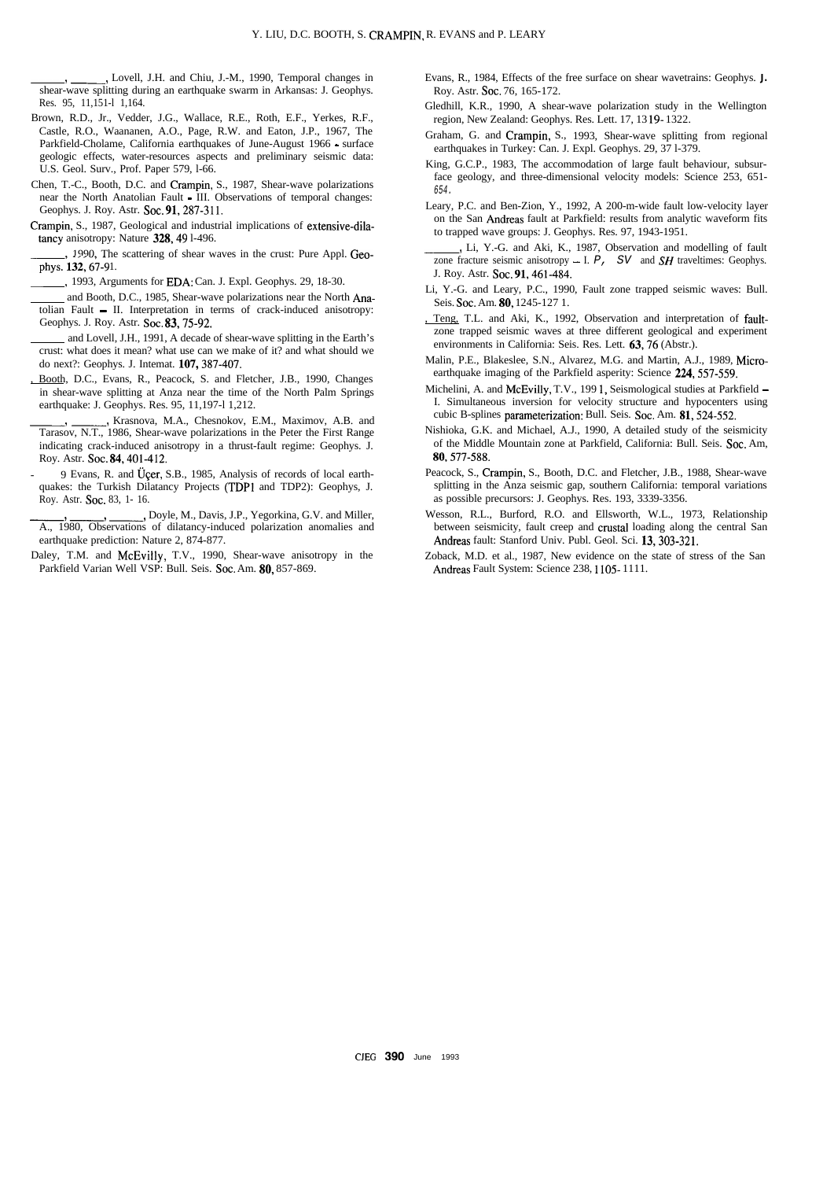_____, _____, Lovell, J.H. and Chiu, J.-M., 1990, Temporal changes in shear-wave splitting during an earthquake swarm in Arkansas: J. Geophys. Res. 95, 11,151-1 1,164.

Brown, R.D., Jr., Vedder, J.G., Wallace, R.E., Roth, E.F., Yerkes, R.F., Castle, R.O., Waananen, A.O., Page, R.W. and Eaton, J.P., 1967, The Parkfield-Cholame, California earthquakes of June-August 1966 - surface geologic effects, water-resources aspects and preliminary seismic data: U.S. Geol. Surv., Prof. Paper 579, 1-66.

Chen, T.-C., Booth, D.C. and Crampin, S., 1987, Shear-wave polarizations near the North Anatolian Fault - III. Observations of temporal changes: Geophys. J. Roy. Astr. Soc. 91, 287-311.

Crampin, S., 1987, Geological and industrial implications of extensive-dilatancy anisotropy: Nature **328**, 49 1-496.

_____, 1990, The scattering of shear waves in the crust: Pure Appl. Geophys. **132**, 67-91.

_____, 1993, Arguments for EDA: Can. J. Expl. Geophys. 29, 18-30.

_____ and Booth, D.C., 1985, Shear-wave polarizations near the North Anatolian Fault - II. Interpretation in terms of crack-induced anisotropy: Geophys. J. Roy. Astr. Soc. 83, 75-92.

_____ and Lovell, J.H., 1991, A decade of shear-wave splitting in the Earth's crust: what does it mean? what use can we make of it? and what should we do next?: Geophys. J. Intemat. **107**, 387-407.

_____, Booth, D.C., Evans, R., Peacock, S. and Fletcher, J.B., 1990, Changes in shear-wave splitting at Anza near the time of the North Palm Springs earthquake: J. Geophys. Res. 95, 11,197-1 1,212.

_____, _____, Krasnova, M.A., Chesnokov, E.M., Maximov, A.B. and Tarasov, N.T., 1986, Shear-wave polarizations in the Peter the First Range indicating crack-induced anisotropy in a thrust-fault regime: Geophys. J. Roy. Astr. Soc. **84**, 401-412.

_____, Evans, R. and Üçer, S.B., 1985, Analysis of records of local earthquakes: the Turkish Dilatancy Projects (TDP1 and TDP2): Geophys, J. Roy. Astr. Soc. 83, 1- 16.

_____, _____, _____, Doyle, M., Davis, J.P., Yegorkina, G.V. and Miller, A., 1980, Observations of dilatancy-induced polarization anomalies and earthquake prediction: Nature 2, 874-877.

Daley, T.M. and McEvilly, T.V., 1990, Shear-wave anisotropy in the Parkfield Varian Well VSP: Bull. Seis. Soc. Am. **80**, 857-869.

Evans, R., 1984, Effects of the free surface on shear wavetrains: Geophys. J. Roy. Astr. Soc. 76, 165-172.

Gledhill, K.R., 1990, A shear-wave polarization study in the Wellington region, New Zealand: Geophys. Res. Lett. 17, 1319- 1322.

Graham, G. and Crampin, S., 1993, Shear-wave splitting from regional earthquakes in Turkey: Can. J. Expl. Geophys. 29, 37 1-379.

King, G.C.P., 1983, The accommodation of large fault behaviour, subsurface geology, and three-dimensional velocity models: Science 253, 651-654.

Leary, P.C. and Ben-Zion, Y., 1992, A 200-m-wide fault low-velocity layer on the San Andreas fault at Parkfield: results from analytic waveform fits to trapped wave groups: J. Geophys. Res. 97, 1943-1951.

_____, Li, Y.-G. and Aki, K., 1987, Observation and modelling of fault zone fracture seismic anisotropy - I. $P$, $SV$ and $SH$ traveltimes: Geophys. J. Roy. Astr. Soc. **91**, 461-484.

Li, Y.-G. and Leary, P.C., 1990, Fault zone trapped seismic waves: Bull. Seis. Soc. Am. **80**, 1245-127 1.

_____, Teng, T.L. and Aki, K., 1992, Observation and interpretation of fault-zone trapped seismic waves at three different geological and experiment environments in California: Seis. Res. Lett. **63**, 76 (Abstr.).

Malin, P.E., Blakeslee, S.N., Alvarez, M.G. and Martin, A.J., 1989, Microearthquake imaging of the Parkfield asperity: Science **224**, 557-559.

Michelini, A. and McEvilly, T.V., 199 1, Seismological studies at Parkfield - I. Simultaneous inversion for velocity structure and hypocenters using cubic B-splines parameterization: Bull. Seis. Soc. Am. **81**, 524-552.

Nishioka, G.K. and Michael, A.J., 1990, A detailed study of the seismicity of the Middle Mountain zone at Parkfield, California: Bull. Seis. Soc. Am, **80**, 577-588.

Peacock, S., Crampin, S., Booth, D.C. and Fletcher, J.B., 1988, Shear-wave splitting in the Anza seismic gap, southern California: temporal variations as possible precursors: J. Geophys. Res. 193, 3339-3356.

Wesson, R.L., Burford, R.O. and Ellsworth, W.L., 1973, Relationship between seismicity, fault creep and crustal loading along the central San Andreas fault: Stanford Univ. Publ. Geol. Sci. **13**, 303-321.

Zoback, M.D. et al., 1987, New evidence on the state of stress of the San Andreas Fault System: Science 238, 1105- 1111.